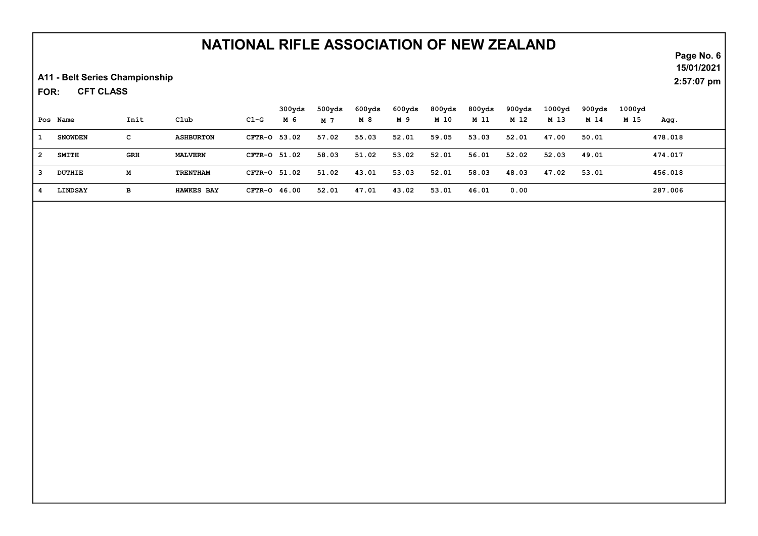# NATIONAL RIFLE ASSOCIATION OF NEW ZEALAND

15/01/2021
2:57:07 pm

**A11 - Belt Series Championship**

**FOR: CFT CLASS**

| Pos | Name | Init | Club | Cl-G | 300yds M 6 | 500yds M 7 | 600yds M 8 | 600yds M 9 | 800yds M 10 | 800yds M 11 | 900yds M 12 | 1000yd M 13 | 900yds M 14 | 1000yd M 15 | Agg. |
|---|---|---|---|---|---|---|---|---|---|---|---|---|---|---|---|
| 1 | SNOWDEN | C | ASHBURTON | CFTR-O | 53.02 | 57.02 | 55.03 | 52.01 | 59.05 | 53.03 | 52.01 | 47.00 | 50.01 | | 478.018 |
| 2 | SMITH | GRH | MALVERN | CFTR-O | 51.02 | 58.03 | 51.02 | 53.02 | 52.01 | 56.01 | 52.02 | 52.03 | 49.01 | | 474.017 |
| 3 | DUTHIE | M | TRENTHAM | CFTR-O | 51.02 | 51.02 | 43.01 | 53.03 | 52.01 | 58.03 | 48.03 | 47.02 | 53.01 | | 456.018 |
| 4 | LINDSAY | B | HAWKES BAY | CFTR-O | 46.00 | 52.01 | 47.01 | 43.02 | 53.01 | 46.01 | 0.00 | | | | 287.006 |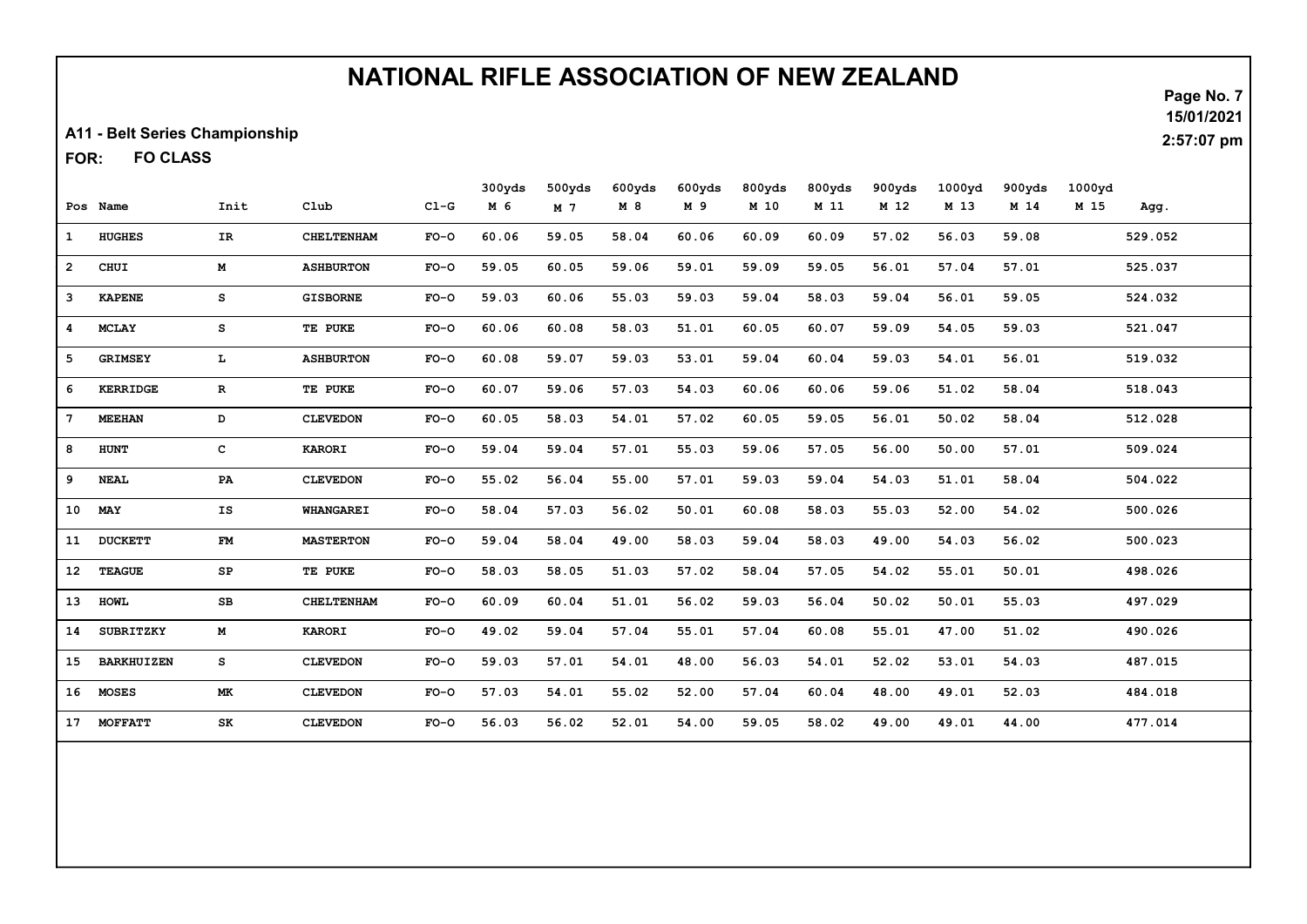# NATIONAL RIFLE ASSOCIATION OF NEW ZEALAND

A11 - Belt Series Championship

FOR: FO CLASS

15/01/2021
2:57:07 pm

| Pos | Name | Init | Club | Cl-G | 300yds M 6 | 500yds M 7 | 600yds M 8 | 600yds M 9 | 800yds M 10 | 800yds M 11 | 900yds M 12 | 1000yd M 13 | 900yds M 14 | 1000yd M 15 | Agg. |
|---|---|---|---|---|---|---|---|---|---|---|---|---|---|---|---|
| 1 | HUGHES | IR | CHELTENHAM | FO-O | 60.06 | 59.05 | 58.04 | 60.06 | 60.09 | 60.09 | 57.02 | 56.03 | 59.08 | | 529.052 |
| 2 | CHUI | M | ASHBURTON | FO-O | 59.05 | 60.05 | 59.06 | 59.01 | 59.09 | 59.05 | 56.01 | 57.04 | 57.01 | | 525.037 |
| 3 | KAPENE | S | GISBORNE | FO-O | 59.03 | 60.06 | 55.03 | 59.03 | 59.04 | 58.03 | 59.04 | 56.01 | 59.05 | | 524.032 |
| 4 | MCLAY | S | TE PUKE | FO-O | 60.06 | 60.08 | 58.03 | 51.01 | 60.05 | 60.07 | 59.09 | 54.05 | 59.03 | | 521.047 |
| 5 | GRIMSEY | L | ASHBURTON | FO-O | 60.08 | 59.07 | 59.03 | 53.01 | 59.04 | 60.04 | 59.03 | 54.01 | 56.01 | | 519.032 |
| 6 | KERRIDGE | R | TE PUKE | FO-O | 60.07 | 59.06 | 57.03 | 54.03 | 60.06 | 60.06 | 59.06 | 51.02 | 58.04 | | 518.043 |
| 7 | MEEHAN | D | CLEVEDON | FO-O | 60.05 | 58.03 | 54.01 | 57.02 | 60.05 | 59.05 | 56.01 | 50.02 | 58.04 | | 512.028 |
| 8 | HUNT | C | KARORI | FO-O | 59.04 | 59.04 | 57.01 | 55.03 | 59.06 | 57.05 | 56.00 | 50.00 | 57.01 | | 509.024 |
| 9 | NEAL | PA | CLEVEDON | FO-O | 55.02 | 56.04 | 55.00 | 57.01 | 59.03 | 59.04 | 54.03 | 51.01 | 58.04 | | 504.022 |
| 10 | MAY | IS | WHANGAREI | FO-O | 58.04 | 57.03 | 56.02 | 50.01 | 60.08 | 58.03 | 55.03 | 52.00 | 54.02 | | 500.026 |
| 11 | DUCKETT | FM | MASTERTON | FO-O | 59.04 | 58.04 | 49.00 | 58.03 | 59.04 | 58.03 | 49.00 | 54.03 | 56.02 | | 500.023 |
| 12 | TEAGUE | SP | TE PUKE | FO-O | 58.03 | 58.05 | 51.03 | 57.02 | 58.04 | 57.05 | 54.02 | 55.01 | 50.01 | | 498.026 |
| 13 | HOWL | SB | CHELTENHAM | FO-O | 60.09 | 60.04 | 51.01 | 56.02 | 59.03 | 56.04 | 50.02 | 50.01 | 55.03 | | 497.029 |
| 14 | SUBRITZKY | M | KARORI | FO-O | 49.02 | 59.04 | 57.04 | 55.01 | 57.04 | 60.08 | 55.01 | 47.00 | 51.02 | | 490.026 |
| 15 | BARKHUIZEN | S | CLEVEDON | FO-O | 59.03 | 57.01 | 54.01 | 48.00 | 56.03 | 54.01 | 52.02 | 53.01 | 54.03 | | 487.015 |
| 16 | MOSES | MK | CLEVEDON | FO-O | 57.03 | 54.01 | 55.02 | 52.00 | 57.04 | 60.04 | 48.00 | 49.01 | 52.03 | | 484.018 |
| 17 | MOFFATT | SK | CLEVEDON | FO-O | 56.03 | 56.02 | 52.01 | 54.00 | 59.05 | 58.02 | 49.00 | 49.01 | 44.00 | | 477.014 |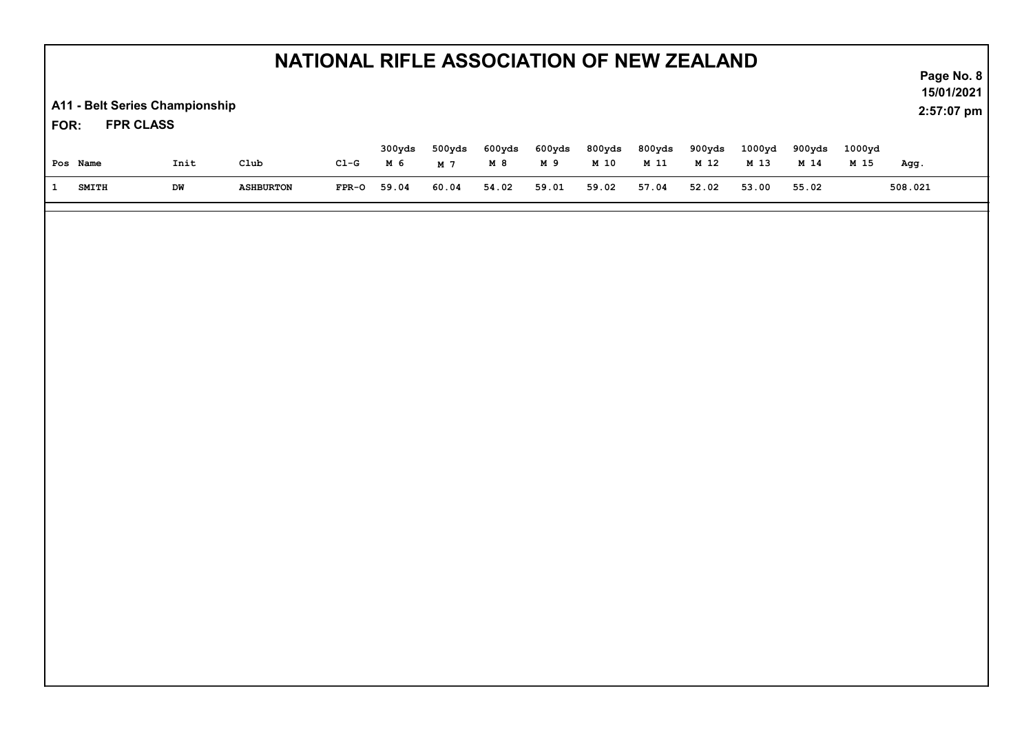# NATIONAL RIFLE ASSOCIATION OF NEW ZEALAND

**A11 - Belt Series Championship**

**FOR: FPR CLASS**

| Pos | Name | Init | Club | Cl-G | 300yds M 6 | 500yds M 7 | 600yds M 8 | 600yds M 9 | 800yds M 10 | 800yds M 11 | 900yds M 12 | 1000yd M 13 | 900yds M 14 | 1000yd M 15 | Agg. |
|---|---|---|---|---|---|---|---|---|---|---|---|---|---|---|---|
| 1 | SMITH | DW | ASHBURTON | FPR-O | 59.04 | 60.04 | 54.02 | 59.01 | 59.02 | 57.04 | 52.02 | 53.00 | 55.02 | | 508.021 |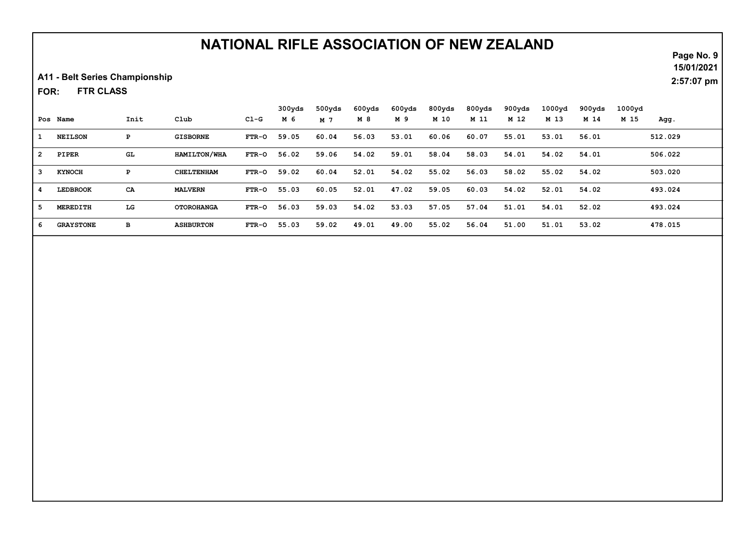# NATIONAL RIFLE ASSOCIATION OF NEW ZEALAND

**A11 - Belt Series Championship**

**FOR: FTR CLASS**

| Pos | Name | Init | Club | Cl-G | 300yds M 6 | 500yds M 7 | 600yds M 8 | 600yds M 9 | 800yds M 10 | 800yds M 11 | 900yds M 12 | 1000yd M 13 | 900yds M 14 | 1000yd M 15 | Agg. |
|---|---|---|---|---|---|---|---|---|---|---|---|---|---|---|---|
| 1 | NEILSON | P | GISBORNE | FTR-O | 59.05 | 60.04 | 56.03 | 53.01 | 60.06 | 60.07 | 55.01 | 53.01 | 56.01 | | 512.029 |
| 2 | PIPER | GL | HAMILTON/WHA | FTR-O | 56.02 | 59.06 | 54.02 | 59.01 | 58.04 | 58.03 | 54.01 | 54.02 | 54.01 | | 506.022 |
| 3 | KYNOCH | P | CHELTENHAM | FTR-O | 59.02 | 60.04 | 52.01 | 54.02 | 55.02 | 56.03 | 58.02 | 55.02 | 54.02 | | 503.020 |
| 4 | LEDBROOK | CA | MALVERN | FTR-O | 55.03 | 60.05 | 52.01 | 47.02 | 59.05 | 60.03 | 54.02 | 52.01 | 54.02 | | 493.024 |
| 5 | MEREDITH | LG | OTOROHANGA | FTR-O | 56.03 | 59.03 | 54.02 | 53.03 | 57.05 | 57.04 | 51.01 | 54.01 | 52.02 | | 493.024 |
| 6 | GRAYSTONE | B | ASHBURTON | FTR-O | 55.03 | 59.02 | 49.01 | 49.00 | 55.02 | 56.04 | 51.00 | 51.01 | 53.02 | | 478.015 |